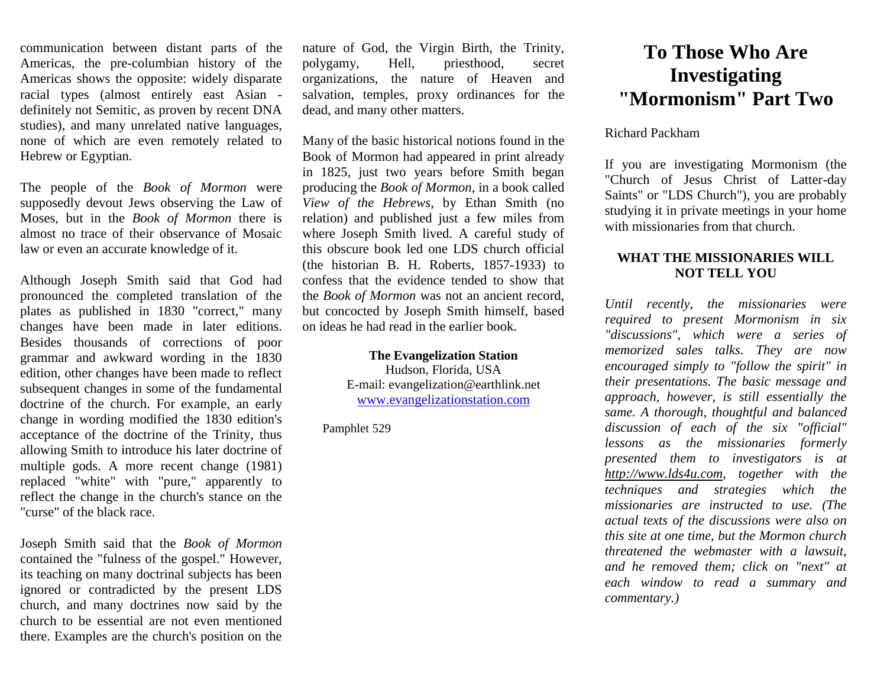communication between distant parts of the Americas, the pre-columbian history of the Americas shows the opposite: widely disparate racial types (almost entirely east Asian - definitely not Semitic, as proven by recent DNA studies), and many unrelated native languages, none of which are even remotely related to Hebrew or Egyptian.

The people of the *Book of Mormon* were supposedly devout Jews observing the Law of Moses, but in the *Book of Mormon* there is almost no trace of their observance of Mosaic law or even an accurate knowledge of it.

Although Joseph Smith said that God had pronounced the completed translation of the plates as published in 1830 "correct," many changes have been made in later editions. Besides thousands of corrections of poor grammar and awkward wording in the 1830 edition, other changes have been made to reflect subsequent changes in some of the fundamental doctrine of the church. For example, an early change in wording modified the 1830 edition's acceptance of the doctrine of the Trinity, thus allowing Smith to introduce his later doctrine of multiple gods. A more recent change (1981) replaced "white" with "pure," apparently to reflect the change in the church's stance on the "curse" of the black race.

Joseph Smith said that the *Book of Mormon* contained the "fulness of the gospel." However, its teaching on many doctrinal subjects has been ignored or contradicted by the present LDS church, and many doctrines now said by the church to be essential are not even mentioned there. Examples are the church's position on the nature of God, the Virgin Birth, the Trinity, polygamy, Hell, priesthood, secret organizations, the nature of Heaven and salvation, temples, proxy ordinances for the dead, and many other matters.

Many of the basic historical notions found in the Book of Mormon had appeared in print already in 1825, just two years before Smith began producing the *Book of Mormon*, in a book called *View of the Hebrews*, by Ethan Smith (no relation) and published just a few miles from where Joseph Smith lived. A careful study of this obscure book led one LDS church official (the historian B. H. Roberts, 1857-1933) to confess that the evidence tended to show that the *Book of Mormon* was not an ancient record, but concocted by Joseph Smith himself, based on ideas he had read in the earlier book.

**The Evangelization Station**
Hudson, Florida, USA
E-mail: evangelization@earthlink.net
www.evangelizationstation.com

Pamphlet 529

# To Those Who Are Investigating "Mormonism" Part Two

Richard Packham

If you are investigating Mormonism (the "Church of Jesus Christ of Latter-day Saints" or "LDS Church"), you are probably studying it in private meetings in your home with missionaries from that church.

## WHAT THE MISSIONARIES WILL NOT TELL YOU

*Until recently, the missionaries were required to present Mormonism in six "discussions", which were a series of memorized sales talks. They are now encouraged simply to "follow the spirit" in their presentations. The basic message and approach, however, is still essentially the same. A thorough, thoughtful and balanced discussion of each of the six "official" lessons as the missionaries formerly presented them to investigators is at http://www.lds4u.com, together with the techniques and strategies which the missionaries are instructed to use. (The actual texts of the discussions were also on this site at one time, but the Mormon church threatened the webmaster with a lawsuit, and he removed them; click on "next" at each window to read a summary and commentary.)*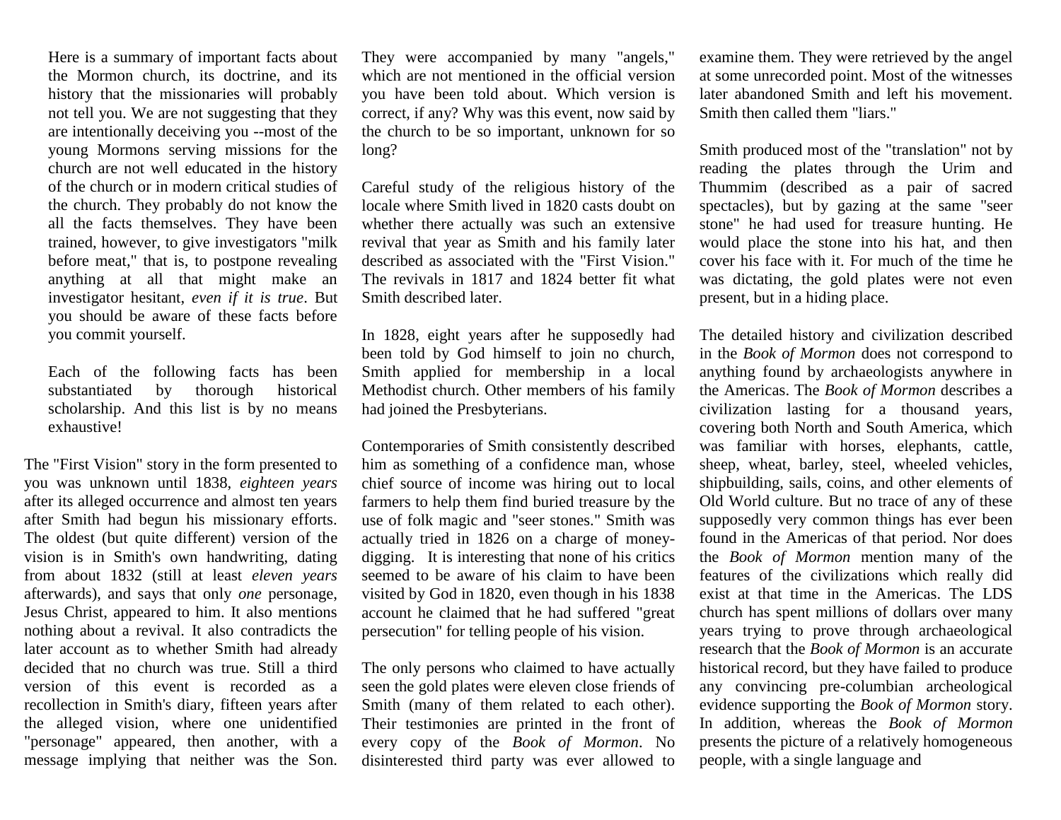Here is a summary of important facts about the Mormon church, its doctrine, and its history that the missionaries will probably not tell you. We are not suggesting that they are intentionally deceiving you --most of the young Mormons serving missions for the church are not well educated in the history of the church or in modern critical studies of the church. They probably do not know the all the facts themselves. They have been trained, however, to give investigators "milk before meat," that is, to postpone revealing anything at all that might make an investigator hesitant, *even if it is true*. But you should be aware of these facts before you commit yourself.

Each of the following facts has been substantiated by thorough historical scholarship. And this list is by no means exhaustive!

The "First Vision" story in the form presented to you was unknown until 1838, *eighteen years* after its alleged occurrence and almost ten years after Smith had begun his missionary efforts. The oldest (but quite different) version of the vision is in Smith's own handwriting, dating from about 1832 (still at least *eleven years* afterwards), and says that only *one* personage, Jesus Christ, appeared to him. It also mentions nothing about a revival. It also contradicts the later account as to whether Smith had already decided that no church was true. Still a third version of this event is recorded as a recollection in Smith's diary, fifteen years after the alleged vision, where one unidentified "personage" appeared, then another, with a message implying that neither was the Son. They were accompanied by many "angels," which are not mentioned in the official version you have been told about. Which version is correct, if any? Why was this event, now said by the church to be so important, unknown for so long?

Careful study of the religious history of the locale where Smith lived in 1820 casts doubt on whether there actually was such an extensive revival that year as Smith and his family later described as associated with the "First Vision." The revivals in 1817 and 1824 better fit what Smith described later.

In 1828, eight years after he supposedly had been told by God himself to join no church, Smith applied for membership in a local Methodist church. Other members of his family had joined the Presbyterians.

Contemporaries of Smith consistently described him as something of a confidence man, whose chief source of income was hiring out to local farmers to help them find buried treasure by the use of folk magic and "seer stones." Smith was actually tried in 1826 on a charge of money-digging. It is interesting that none of his critics seemed to be aware of his claim to have been visited by God in 1820, even though in his 1838 account he claimed that he had suffered "great persecution" for telling people of his vision.

The only persons who claimed to have actually seen the gold plates were eleven close friends of Smith (many of them related to each other). Their testimonies are printed in the front of every copy of the *Book of Mormon*. No disinterested third party was ever allowed to examine them. They were retrieved by the angel at some unrecorded point. Most of the witnesses later abandoned Smith and left his movement. Smith then called them "liars."

Smith produced most of the "translation" not by reading the plates through the Urim and Thummim (described as a pair of sacred spectacles), but by gazing at the same "seer stone" he had used for treasure hunting. He would place the stone into his hat, and then cover his face with it. For much of the time he was dictating, the gold plates were not even present, but in a hiding place.

The detailed history and civilization described in the *Book of Mormon* does not correspond to anything found by archaeologists anywhere in the Americas. The *Book of Mormon* describes a civilization lasting for a thousand years, covering both North and South America, which was familiar with horses, elephants, cattle, sheep, wheat, barley, steel, wheeled vehicles, shipbuilding, sails, coins, and other elements of Old World culture. But no trace of any of these supposedly very common things has ever been found in the Americas of that period. Nor does the *Book of Mormon* mention many of the features of the civilizations which really did exist at that time in the Americas. The LDS church has spent millions of dollars over many years trying to prove through archaeological research that the *Book of Mormon* is an accurate historical record, but they have failed to produce any convincing pre-columbian archeological evidence supporting the *Book of Mormon* story. In addition, whereas the *Book of Mormon* presents the picture of a relatively homogeneous people, with a single language and